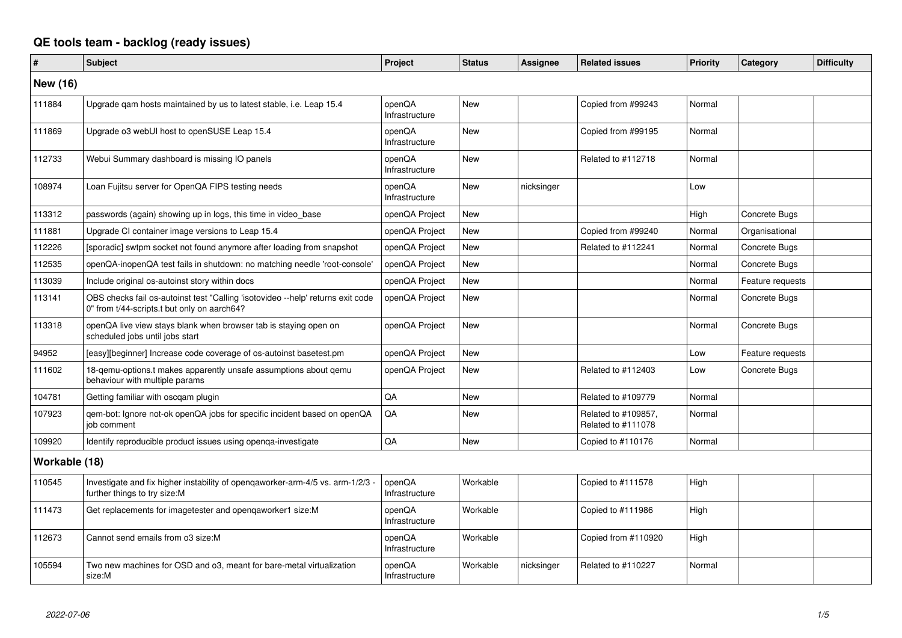# QE tools team - backlog (ready issues)

| # | Subject | Project | Status | Assignee | Related issues | Priority | Category | Difficulty |
|---|---|---|---|---|---|---|---|---|
| **New (16)** | | | | | | | | |
| 111884 | Upgrade qam hosts maintained by us to latest stable, i.e. Leap 15.4 | openQA Infrastructure | New | | Copied from #99243 | Normal | | |
| 111869 | Upgrade o3 webUI host to openSUSE Leap 15.4 | openQA Infrastructure | New | | Copied from #99195 | Normal | | |
| 112733 | Webui Summary dashboard is missing IO panels | openQA Infrastructure | New | | Related to #112718 | Normal | | |
| 108974 | Loan Fujitsu server for OpenQA FIPS testing needs | openQA Infrastructure | New | nicksinger | | Low | | |
| 113312 | passwords (again) showing up in logs, this time in video_base | openQA Project | New | | | High | Concrete Bugs | |
| 111881 | Upgrade CI container image versions to Leap 15.4 | openQA Project | New | | Copied from #99240 | Normal | Organisational | |
| 112226 | [sporadic] swtpm socket not found anymore after loading from snapshot | openQA Project | New | | Related to #112241 | Normal | Concrete Bugs | |
| 112535 | openQA-inopenQA test fails in shutdown: no matching needle 'root-console' | openQA Project | New | | | Normal | Concrete Bugs | |
| 113039 | Include original os-autoinst story within docs | openQA Project | New | | | Normal | Feature requests | |
| 113141 | OBS checks fail os-autoinst test "Calling 'isotovideo --help' returns exit code 0" from t/44-scripts.t but only on aarch64? | openQA Project | New | | | Normal | Concrete Bugs | |
| 113318 | openQA live view stays blank when browser tab is staying open on scheduled jobs until jobs start | openQA Project | New | | | Normal | Concrete Bugs | |
| 94952 | [easy][beginner] Increase code coverage of os-autoinst basetest.pm | openQA Project | New | | | Low | Feature requests | |
| 111602 | 18-qemu-options.t makes apparently unsafe assumptions about qemu behaviour with multiple params | openQA Project | New | | Related to #112403 | Low | Concrete Bugs | |
| 104781 | Getting familiar with oscqam plugin | QA | New | | Related to #109779 | Normal | | |
| 107923 | qem-bot: Ignore not-ok openQA jobs for specific incident based on openQA job comment | QA | New | | Related to #109857, Related to #111078 | Normal | | |
| 109920 | Identify reproducible product issues using openqa-investigate | QA | New | | Copied to #110176 | Normal | | |
| **Workable (18)** | | | | | | | | |
| 110545 | Investigate and fix higher instability of openqaworker-arm-4/5 vs. arm-1/2/3 - further things to try size:M | openQA Infrastructure | Workable | | Copied to #111578 | High | | |
| 111473 | Get replacements for imagetester and openqaworker1 size:M | openQA Infrastructure | Workable | | Copied to #111986 | High | | |
| 112673 | Cannot send emails from o3 size:M | openQA Infrastructure | Workable | | Copied from #110920 | High | | |
| 105594 | Two new machines for OSD and o3, meant for bare-metal virtualization size:M | openQA Infrastructure | Workable | nicksinger | Related to #110227 | Normal | | |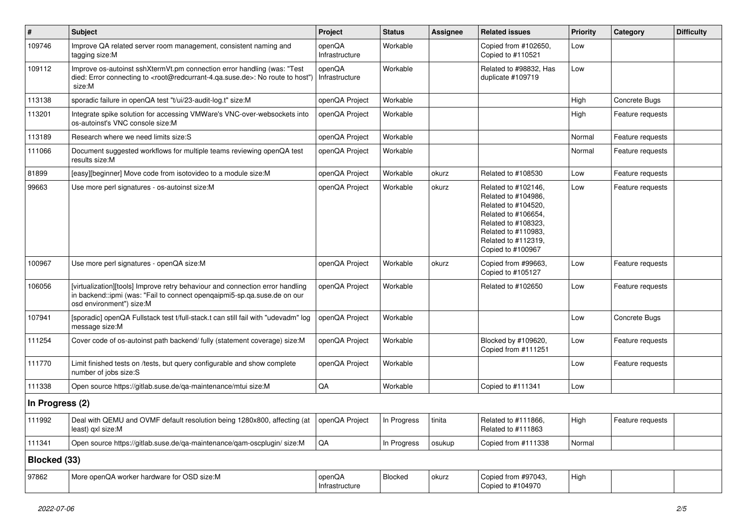| # | Subject | Project | Status | Assignee | Related issues | Priority | Category | Difficulty |
|---|---|---|---|---|---|---|---|---|
| 109746 | Improve QA related server room management, consistent naming and tagging size:M | openQA Infrastructure | Workable | | Copied from #102650, Copied to #110521 | Low | | |
| 109112 | Improve os-autoinst sshXtermVt.pm connection error handling (was: "Test died: Error connecting to <root@redcurrant-4.qa.suse.de>: No route to host") size:M | openQA Infrastructure | Workable | | Related to #98832, Has duplicate #109719 | Low | | |
| 113138 | sporadic failure in openQA test "t/ui/23-audit-log.t" size:M | openQA Project | Workable | | | High | Concrete Bugs | |
| 113201 | Integrate spike solution for accessing VMWare's VNC-over-websockets into os-autoinst's VNC console size:M | openQA Project | Workable | | | High | Feature requests | |
| 113189 | Research where we need limits size:S | openQA Project | Workable | | | Normal | Feature requests | |
| 111066 | Document suggested workflows for multiple teams reviewing openQA test results size:M | openQA Project | Workable | | | Normal | Feature requests | |
| 81899 | [easy][beginner] Move code from isotovideo to a module size:M | openQA Project | Workable | okurz | Related to #108530 | Low | Feature requests | |
| 99663 | Use more perl signatures - os-autoinst size:M | openQA Project | Workable | okurz | Related to #102146, Related to #104986, Related to #104520, Related to #106654, Related to #108323, Related to #110983, Related to #112319, Copied to #100967 | Low | Feature requests | |
| 100967 | Use more perl signatures - openQA size:M | openQA Project | Workable | okurz | Copied from #99663, Copied to #105127 | Low | Feature requests | |
| 106056 | [virtualization][tools] Improve retry behaviour and connection error handling in backend::ipmi (was: "Fail to connect openqaipmi5-sp.qa.suse.de on our osd environment") size:M | openQA Project | Workable | | Related to #102650 | Low | Feature requests | |
| 107941 | [sporadic] openQA Fullstack test t/full-stack.t can still fail with "udevadm" log message size:M | openQA Project | Workable | | | Low | Concrete Bugs | |
| 111254 | Cover code of os-autoinst path backend/ fully (statement coverage) size:M | openQA Project | Workable | | Blocked by #109620, Copied from #111251 | Low | Feature requests | |
| 111770 | Limit finished tests on /tests, but query configurable and show complete number of jobs size:S | openQA Project | Workable | | | Low | Feature requests | |
| 111338 | Open source https://gitlab.suse.de/qa-maintenance/mtui size:M | QA | Workable | | Copied to #111341 | Low | | |
| **In Progress (2)** | | | | | | | | |
| 111992 | Deal with QEMU and OVMF default resolution being 1280x800, affecting (at least) qxl size:M | openQA Project | In Progress | tinita | Related to #111866, Related to #111863 | High | Feature requests | |
| 111341 | Open source https://gitlab.suse.de/qa-maintenance/qam-oscplugin/ size:M | QA | In Progress | osukup | Copied from #111338 | Normal | | |
| **Blocked (33)** | | | | | | | | |
| 97862 | More openQA worker hardware for OSD size:M | openQA Infrastructure | Blocked | okurz | Copied from #97043, Copied to #104970 | High | | |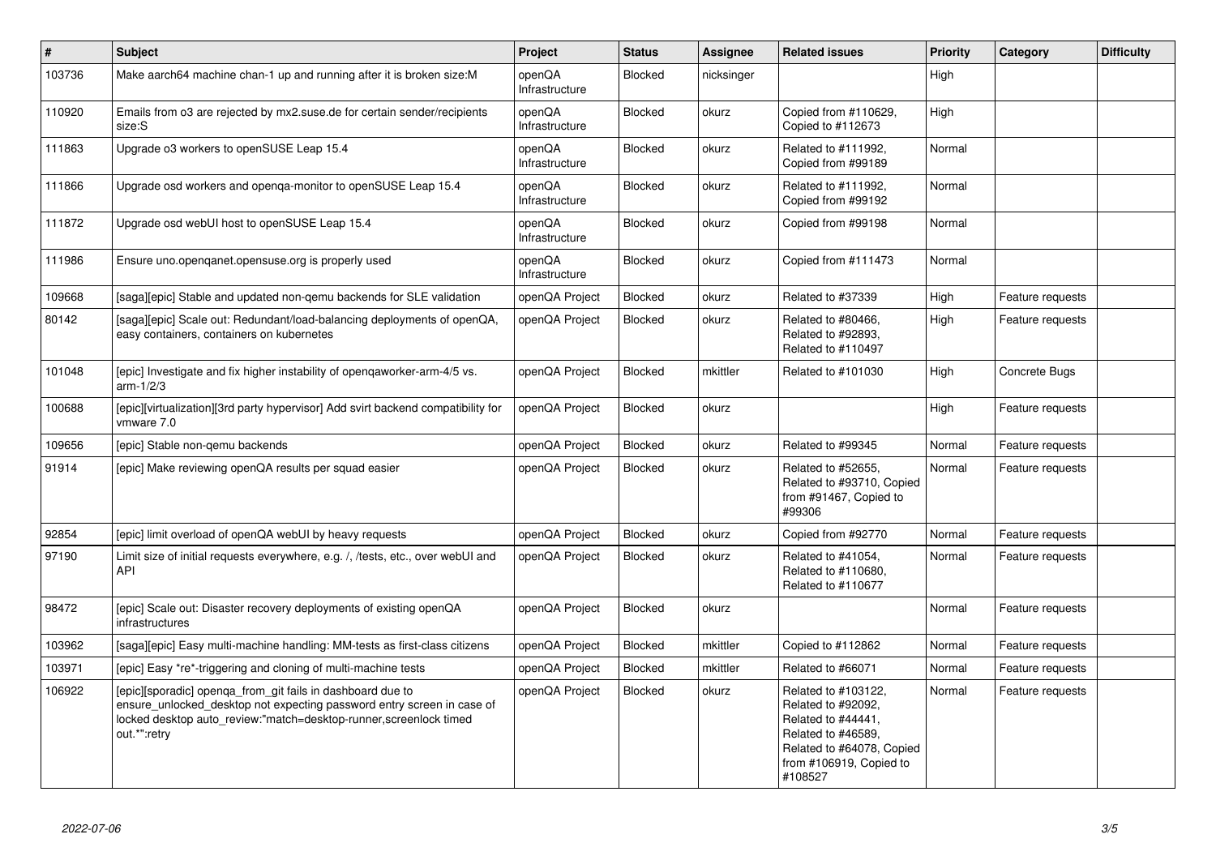| # | Subject | Project | Status | Assignee | Related issues | Priority | Category | Difficulty |
|---|---|---|---|---|---|---|---|---|
| 103736 | Make aarch64 machine chan-1 up and running after it is broken size:M | openQA Infrastructure | Blocked | nicksinger | | High | | |
| 110920 | Emails from o3 are rejected by mx2.suse.de for certain sender/recipients size:S | openQA Infrastructure | Blocked | okurz | Copied from #110629, Copied to #112673 | High | | |
| 111863 | Upgrade o3 workers to openSUSE Leap 15.4 | openQA Infrastructure | Blocked | okurz | Related to #111992, Copied from #99189 | Normal | | |
| 111866 | Upgrade osd workers and openqa-monitor to openSUSE Leap 15.4 | openQA Infrastructure | Blocked | okurz | Related to #111992, Copied from #99192 | Normal | | |
| 111872 | Upgrade osd webUI host to openSUSE Leap 15.4 | openQA Infrastructure | Blocked | okurz | Copied from #99198 | Normal | | |
| 111986 | Ensure uno.openqanet.opensuse.org is properly used | openQA Infrastructure | Blocked | okurz | Copied from #111473 | Normal | | |
| 109668 | [saga][epic] Stable and updated non-qemu backends for SLE validation | openQA Project | Blocked | okurz | Related to #37339 | High | Feature requests | |
| 80142 | [saga][epic] Scale out: Redundant/load-balancing deployments of openQA, easy containers, containers on kubernetes | openQA Project | Blocked | okurz | Related to #80466, Related to #92893, Related to #110497 | High | Feature requests | |
| 101048 | [epic] Investigate and fix higher instability of openqaworker-arm-4/5 vs. arm-1/2/3 | openQA Project | Blocked | mkittler | Related to #101030 | High | Concrete Bugs | |
| 100688 | [epic][virtualization][3rd party hypervisor] Add svirt backend compatibility for vmware 7.0 | openQA Project | Blocked | okurz | | High | Feature requests | |
| 109656 | [epic] Stable non-qemu backends | openQA Project | Blocked | okurz | Related to #99345 | Normal | Feature requests | |
| 91914 | [epic] Make reviewing openQA results per squad easier | openQA Project | Blocked | okurz | Related to #52655, Related to #93710, Copied from #91467, Copied to #99306 | Normal | Feature requests | |
| 92854 | [epic] limit overload of openQA webUI by heavy requests | openQA Project | Blocked | okurz | Copied from #92770 | Normal | Feature requests | |
| 97190 | Limit size of initial requests everywhere, e.g. /, /tests, etc., over webUI and API | openQA Project | Blocked | okurz | Related to #41054, Related to #110680, Related to #110677 | Normal | Feature requests | |
| 98472 | [epic] Scale out: Disaster recovery deployments of existing openQA infrastructures | openQA Project | Blocked | okurz | | Normal | Feature requests | |
| 103962 | [saga][epic] Easy multi-machine handling: MM-tests as first-class citizens | openQA Project | Blocked | mkittler | Copied to #112862 | Normal | Feature requests | |
| 103971 | [epic] Easy *re*-triggering and cloning of multi-machine tests | openQA Project | Blocked | mkittler | Related to #66071 | Normal | Feature requests | |
| 106922 | [epic][sporadic] openqa_from_git fails in dashboard due to ensure_unlocked_desktop not expecting password entry screen in case of locked desktop auto_review:"match=desktop-runner,screenlock timed out.*":retry | openQA Project | Blocked | okurz | Related to #103122, Related to #92092, Related to #44441, Related to #46589, Related to #64078, Copied from #106919, Copied to #108527 | Normal | Feature requests | |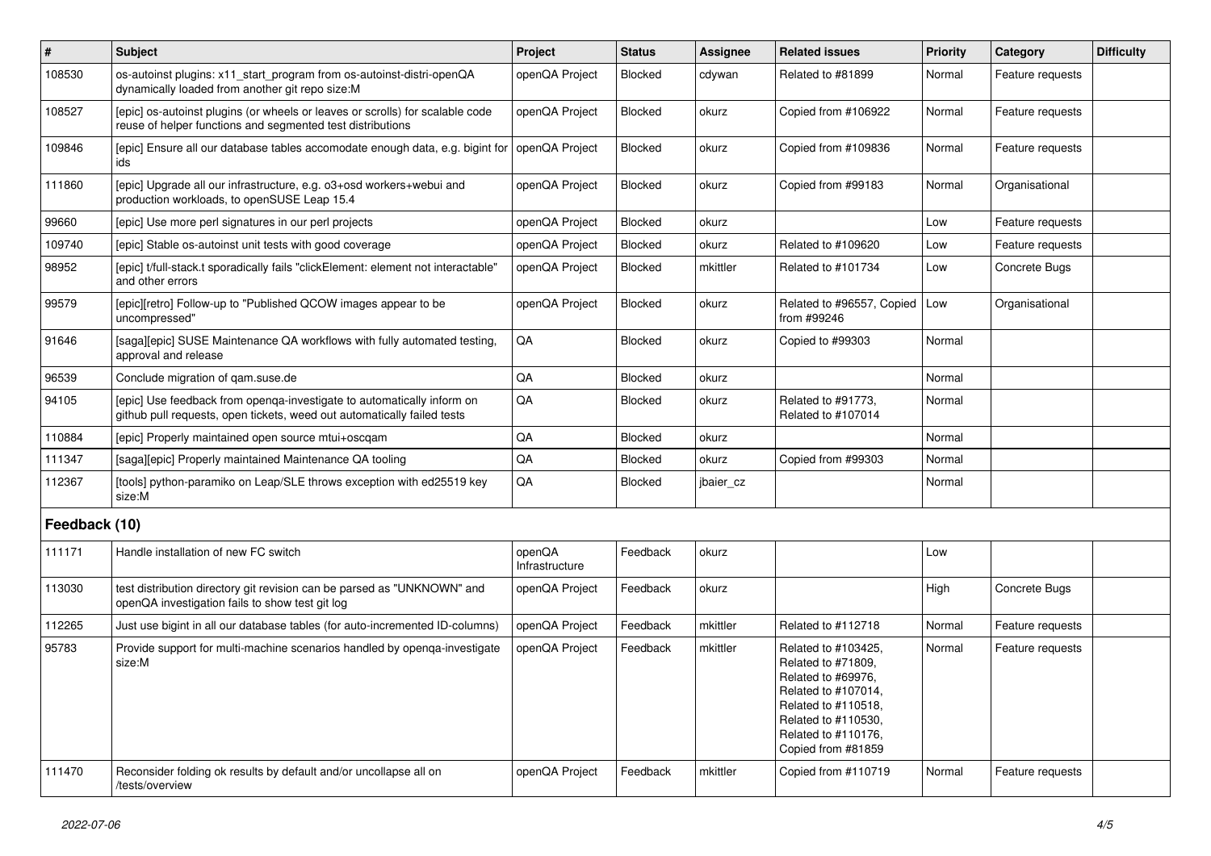| # | Subject | Project | Status | Assignee | Related issues | Priority | Category | Difficulty |
|---|---|---|---|---|---|---|---|---|
| 108530 | os-autoinst plugins: x11_start_program from os-autoinst-distri-openQA dynamically loaded from another git repo size:M | openQA Project | Blocked | cdywan | Related to #81899 | Normal | Feature requests | |
| 108527 | [epic] os-autoinst plugins (or wheels or leaves or scrolls) for scalable code reuse of helper functions and segmented test distributions | openQA Project | Blocked | okurz | Copied from #106922 | Normal | Feature requests | |
| 109846 | [epic] Ensure all our database tables accomodate enough data, e.g. bigint for ids | openQA Project | Blocked | okurz | Copied from #109836 | Normal | Feature requests | |
| 111860 | [epic] Upgrade all our infrastructure, e.g. o3+osd workers+webui and production workloads, to openSUSE Leap 15.4 | openQA Project | Blocked | okurz | Copied from #99183 | Normal | Organisational | |
| 99660 | [epic] Use more perl signatures in our perl projects | openQA Project | Blocked | okurz | | Low | Feature requests | |
| 109740 | [epic] Stable os-autoinst unit tests with good coverage | openQA Project | Blocked | okurz | Related to #109620 | Low | Feature requests | |
| 98952 | [epic] t/full-stack.t sporadically fails "clickElement: element not interactable" and other errors | openQA Project | Blocked | mkittler | Related to #101734 | Low | Concrete Bugs | |
| 99579 | [epic][retro] Follow-up to "Published QCOW images appear to be uncompressed" | openQA Project | Blocked | okurz | Related to #96557, Copied from #99246 | Low | Organisational | |
| 91646 | [saga][epic] SUSE Maintenance QA workflows with fully automated testing, approval and release | QA | Blocked | okurz | Copied to #99303 | Normal | | |
| 96539 | Conclude migration of qam.suse.de | QA | Blocked | okurz | | Normal | | |
| 94105 | [epic] Use feedback from openqa-investigate to automatically inform on github pull requests, open tickets, weed out automatically failed tests | QA | Blocked | okurz | Related to #91773, Related to #107014 | Normal | | |
| 110884 | [epic] Properly maintained open source mtui+oscqam | QA | Blocked | okurz | | Normal | | |
| 111347 | [saga][epic] Properly maintained Maintenance QA tooling | QA | Blocked | okurz | Copied from #99303 | Normal | | |
| 112367 | [tools] python-paramiko on Leap/SLE throws exception with ed25519 key size:M | QA | Blocked | jbaier_cz | | Normal | | |

## Feedback (10)

| # | Subject | Project | Status | Assignee | Related issues | Priority | Category | Difficulty |
|---|---|---|---|---|---|---|---|---|
| 111171 | Handle installation of new FC switch | openQA Infrastructure | Feedback | okurz | | Low | | |
| 113030 | test distribution directory git revision can be parsed as "UNKNOWN" and openQA investigation fails to show test git log | openQA Project | Feedback | okurz | | High | Concrete Bugs | |
| 112265 | Just use bigint in all our database tables (for auto-incremented ID-columns) | openQA Project | Feedback | mkittler | Related to #112718 | Normal | Feature requests | |
| 95783 | Provide support for multi-machine scenarios handled by openqa-investigate size:M | openQA Project | Feedback | mkittler | Related to #103425, Related to #71809, Related to #69976, Related to #107014, Related to #110518, Related to #110530, Related to #110176, Copied from #81859 | Normal | Feature requests | |
| 111470 | Reconsider folding ok results by default and/or uncollapse all on /tests/overview | openQA Project | Feedback | mkittler | Copied from #110719 | Normal | Feature requests | |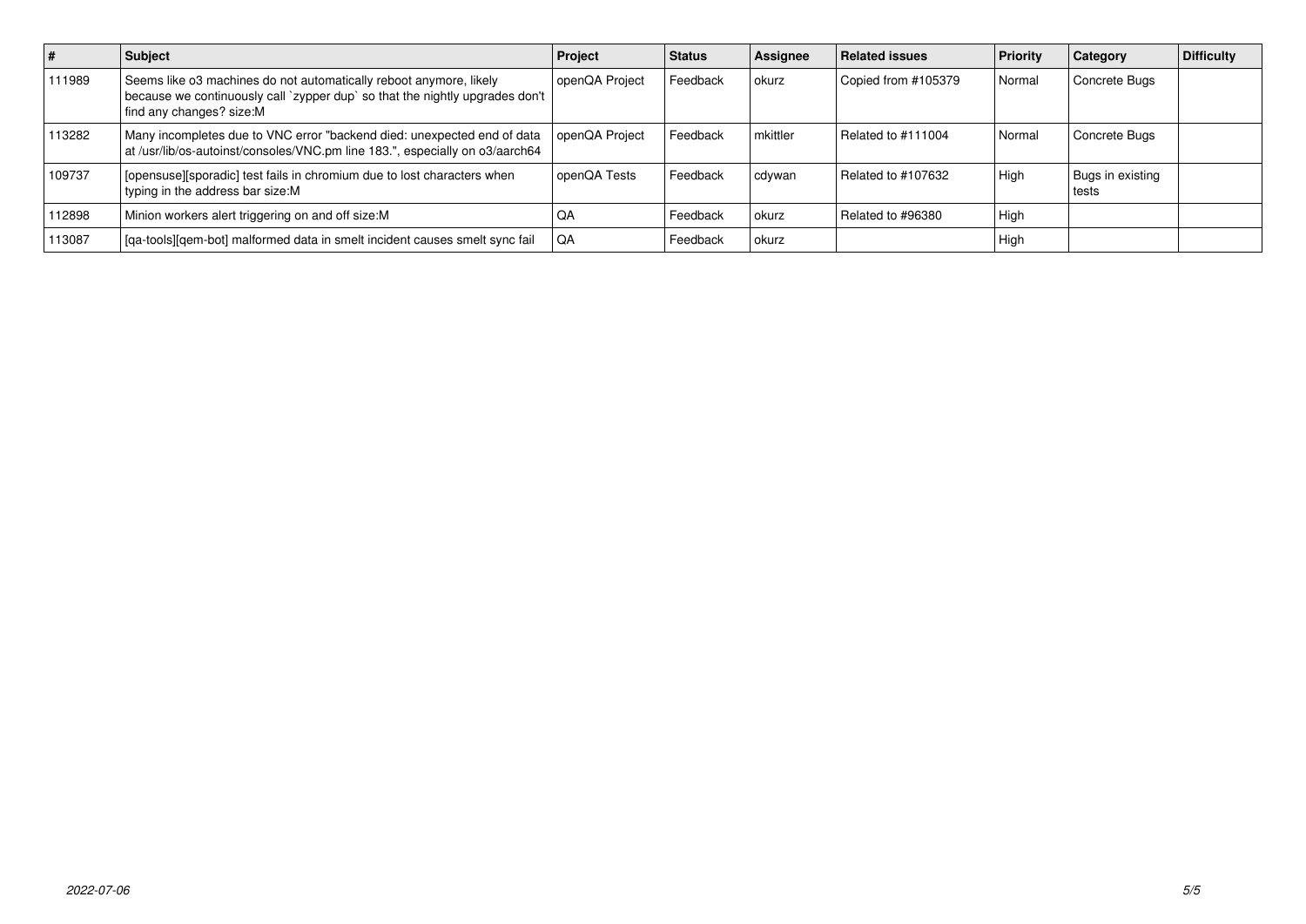| # | Subject | Project | Status | Assignee | Related issues | Priority | Category | Difficulty |
|---|---|---|---|---|---|---|---|---|
| 111989 | Seems like o3 machines do not automatically reboot anymore, likely because we continuously call `zypper dup` so that the nightly upgrades don't find any changes? size:M | openQA Project | Feedback | okurz | Copied from #105379 | Normal | Concrete Bugs | |
| 113282 | Many incompletes due to VNC error "backend died: unexpected end of data at /usr/lib/os-autoinst/consoles/VNC.pm line 183.", especially on o3/aarch64 | openQA Project | Feedback | mkittler | Related to #111004 | Normal | Concrete Bugs | |
| 109737 | [opensuse][sporadic] test fails in chromium due to lost characters when typing in the address bar size:M | openQA Tests | Feedback | cdywan | Related to #107632 | High | Bugs in existing tests | |
| 112898 | Minion workers alert triggering on and off size:M | QA | Feedback | okurz | Related to #96380 | High | | |
| 113087 | [qa-tools][qem-bot] malformed data in smelt incident causes smelt sync fail | QA | Feedback | okurz | | High | | |

*2022-07-06*